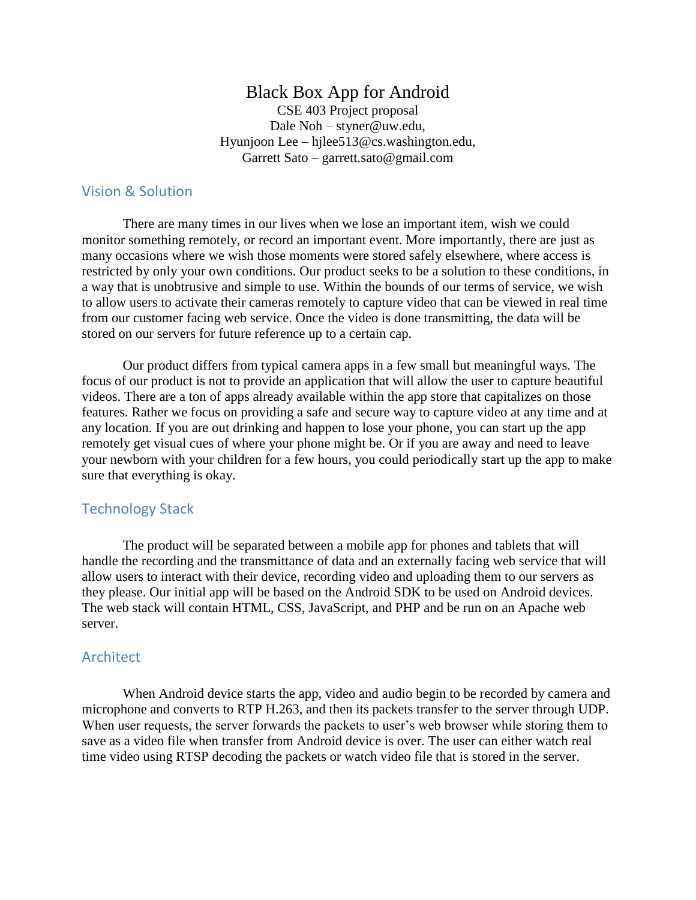# Black Box App for Android

CSE 403 Project proposal
Dale Noh – styner@uw.edu,
Hyunjoon Lee – hjlee513@cs.washington.edu,
Garrett Sato – garrett.sato@gmail.com

## Vision & Solution

There are many times in our lives when we lose an important item, wish we could monitor something remotely, or record an important event. More importantly, there are just as many occasions where we wish those moments were stored safely elsewhere, where access is restricted by only your own conditions. Our product seeks to be a solution to these conditions, in a way that is unobtrusive and simple to use. Within the bounds of our terms of service, we wish to allow users to activate their cameras remotely to capture video that can be viewed in real time from our customer facing web service. Once the video is done transmitting, the data will be stored on our servers for future reference up to a certain cap.

Our product differs from typical camera apps in a few small but meaningful ways. The focus of our product is not to provide an application that will allow the user to capture beautiful videos. There are a ton of apps already available within the app store that capitalizes on those features. Rather we focus on providing a safe and secure way to capture video at any time and at any location. If you are out drinking and happen to lose your phone, you can start up the app remotely get visual cues of where your phone might be. Or if you are away and need to leave your newborn with your children for a few hours, you could periodically start up the app to make sure that everything is okay.

## Technology Stack

The product will be separated between a mobile app for phones and tablets that will handle the recording and the transmittance of data and an externally facing web service that will allow users to interact with their device, recording video and uploading them to our servers as they please. Our initial app will be based on the Android SDK to be used on Android devices. The web stack will contain HTML, CSS, JavaScript, and PHP and be run on an Apache web server.

## Architect

When Android device starts the app, video and audio begin to be recorded by camera and microphone and converts to RTP H.263, and then its packets transfer to the server through UDP. When user requests, the server forwards the packets to user's web browser while storing them to save as a video file when transfer from Android device is over. The user can either watch real time video using RTSP decoding the packets or watch video file that is stored in the server.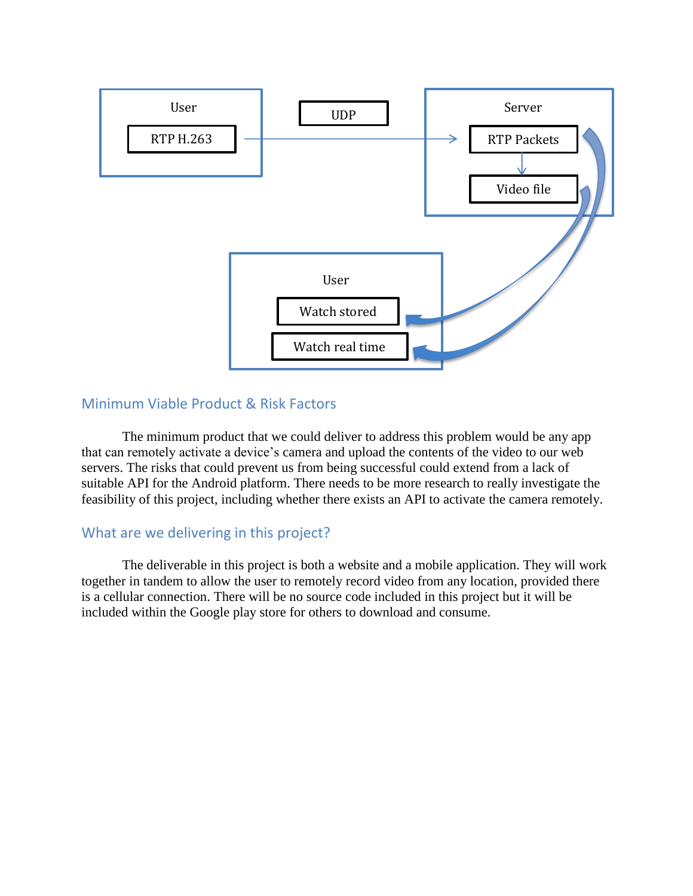User

RTP H.263

UDP

Server

RTP Packets

Video file

User

Watch stored

Watch real time

## Minimum Viable Product & Risk Factors

The minimum product that we could deliver to address this problem would be any app that can remotely activate a device's camera and upload the contents of the video to our web servers. The risks that could prevent us from being successful could extend from a lack of suitable API for the Android platform. There needs to be more research to really investigate the feasibility of this project, including whether there exists an API to activate the camera remotely.

## What are we delivering in this project?

The deliverable in this project is both a website and a mobile application. They will work together in tandem to allow the user to remotely record video from any location, provided there is a cellular connection. There will be no source code included in this project but it will be included within the Google play store for others to download and consume.